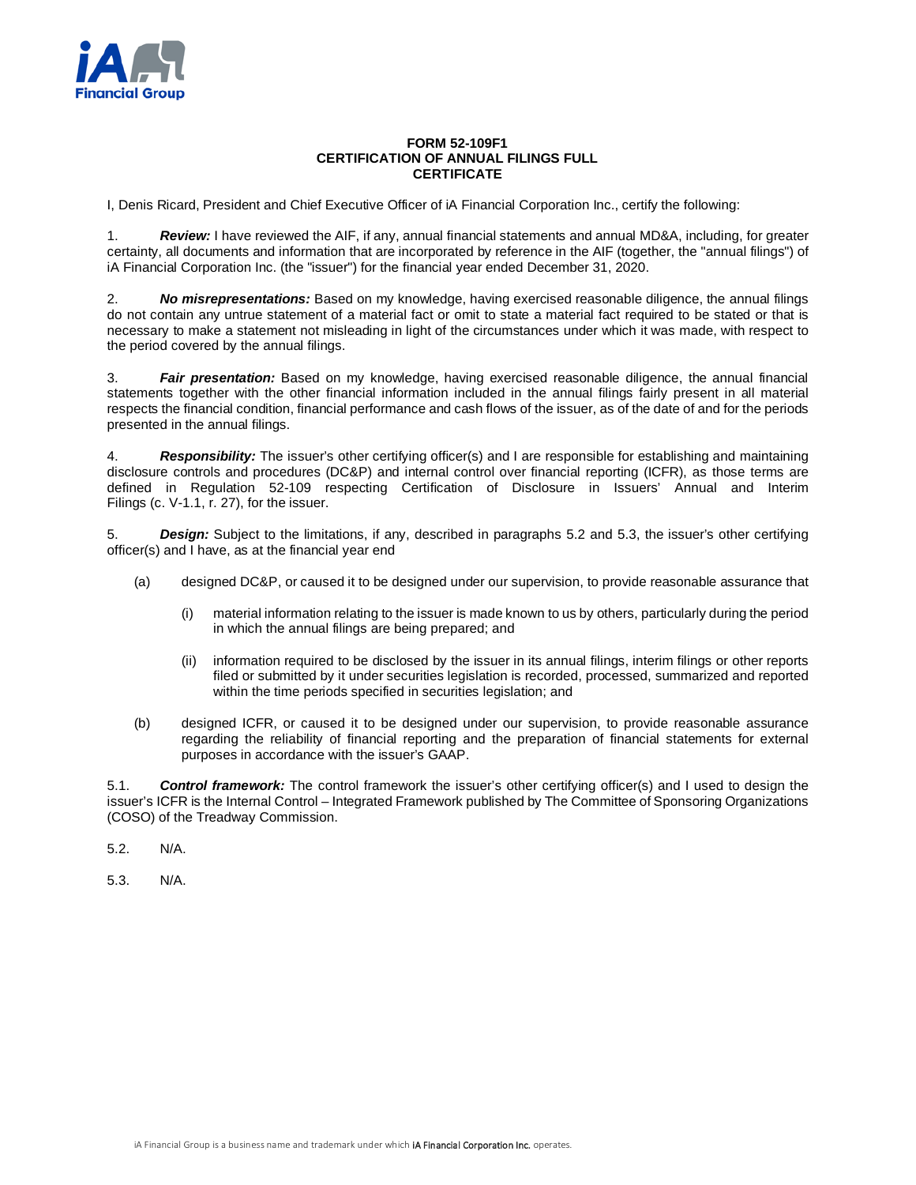# FORM 52-109F1
# CERTIFICATION OF ANNUAL FILINGS FULL CERTIFICATE

I, Denis Ricard, President and Chief Executive Officer of iA Financial Corporation Inc., certify the following:

1. ***Review:*** I have reviewed the AIF, if any, annual financial statements and annual MD&A, including, for greater certainty, all documents and information that are incorporated by reference in the AIF (together, the "annual filings") of iA Financial Corporation Inc. (the "issuer") for the financial year ended December 31, 2020.

2. ***No misrepresentations:*** Based on my knowledge, having exercised reasonable diligence, the annual filings do not contain any untrue statement of a material fact or omit to state a material fact required to be stated or that is necessary to make a statement not misleading in light of the circumstances under which it was made, with respect to the period covered by the annual filings.

3. ***Fair presentation:*** Based on my knowledge, having exercised reasonable diligence, the annual financial statements together with the other financial information included in the annual filings fairly present in all material respects the financial condition, financial performance and cash flows of the issuer, as of the date of and for the periods presented in the annual filings.

4. ***Responsibility:*** The issuer's other certifying officer(s) and I are responsible for establishing and maintaining disclosure controls and procedures (DC&P) and internal control over financial reporting (ICFR), as those terms are defined in Regulation 52-109 respecting Certification of Disclosure in Issuers' Annual and Interim Filings (c. V-1.1, r. 27), for the issuer.

5. ***Design:*** Subject to the limitations, if any, described in paragraphs 5.2 and 5.3, the issuer's other certifying officer(s) and I have, as at the financial year end

   (a) designed DC&P, or caused it to be designed under our supervision, to provide reasonable assurance that

      (i) material information relating to the issuer is made known to us by others, particularly during the period in which the annual filings are being prepared; and

      (ii) information required to be disclosed by the issuer in its annual filings, interim filings or other reports filed or submitted by it under securities legislation is recorded, processed, summarized and reported within the time periods specified in securities legislation; and

   (b) designed ICFR, or caused it to be designed under our supervision, to provide reasonable assurance regarding the reliability of financial reporting and the preparation of financial statements for external purposes in accordance with the issuer's GAAP.

5.1. ***Control framework:*** The control framework the issuer's other certifying officer(s) and I used to design the issuer's ICFR is the Internal Control – Integrated Framework published by The Committee of Sponsoring Organizations (COSO) of the Treadway Commission.

5.2. N/A.

5.3. N/A.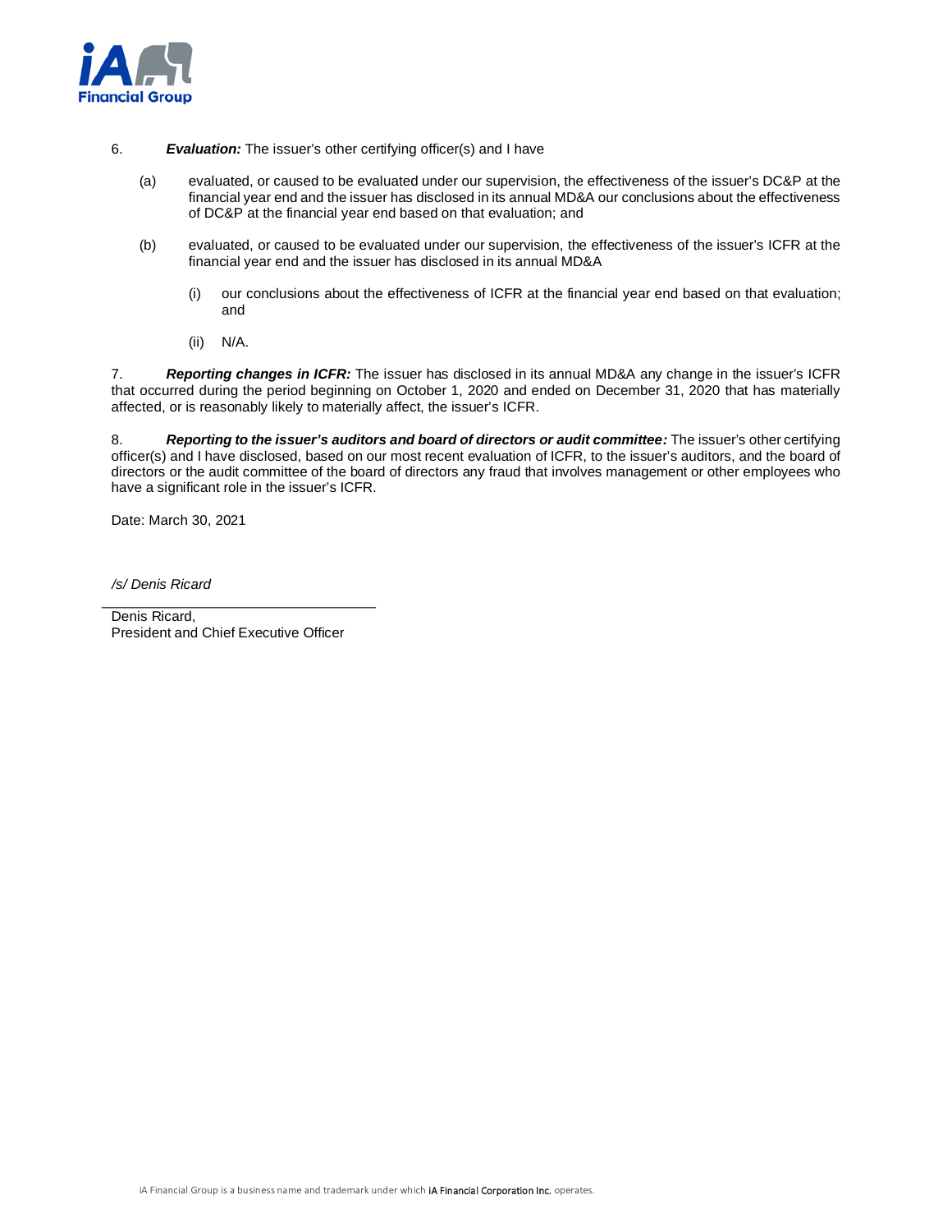6. ***Evaluation:*** The issuer's other certifying officer(s) and I have

   (a) evaluated, or caused to be evaluated under our supervision, the effectiveness of the issuer's DC&P at the financial year end and the issuer has disclosed in its annual MD&A our conclusions about the effectiveness of DC&P at the financial year end based on that evaluation; and

   (b) evaluated, or caused to be evaluated under our supervision, the effectiveness of the issuer's ICFR at the financial year end and the issuer has disclosed in its annual MD&A

      (i) our conclusions about the effectiveness of ICFR at the financial year end based on that evaluation; and

      (ii) N/A.

7. ***Reporting changes in ICFR:*** The issuer has disclosed in its annual MD&A any change in the issuer's ICFR that occurred during the period beginning on October 1, 2020 and ended on December 31, 2020 that has materially affected, or is reasonably likely to materially affect, the issuer's ICFR.

8. ***Reporting to the issuer's auditors and board of directors or audit committee:*** The issuer's other certifying officer(s) and I have disclosed, based on our most recent evaluation of ICFR, to the issuer's auditors, and the board of directors or the audit committee of the board of directors any fraud that involves management or other employees who have a significant role in the issuer's ICFR.

Date: March 30, 2021

*/s/ Denis Ricard*

Denis Ricard,
President and Chief Executive Officer

iA Financial Group is a business name and trademark under which **iA Financial Corporation Inc.** operates.